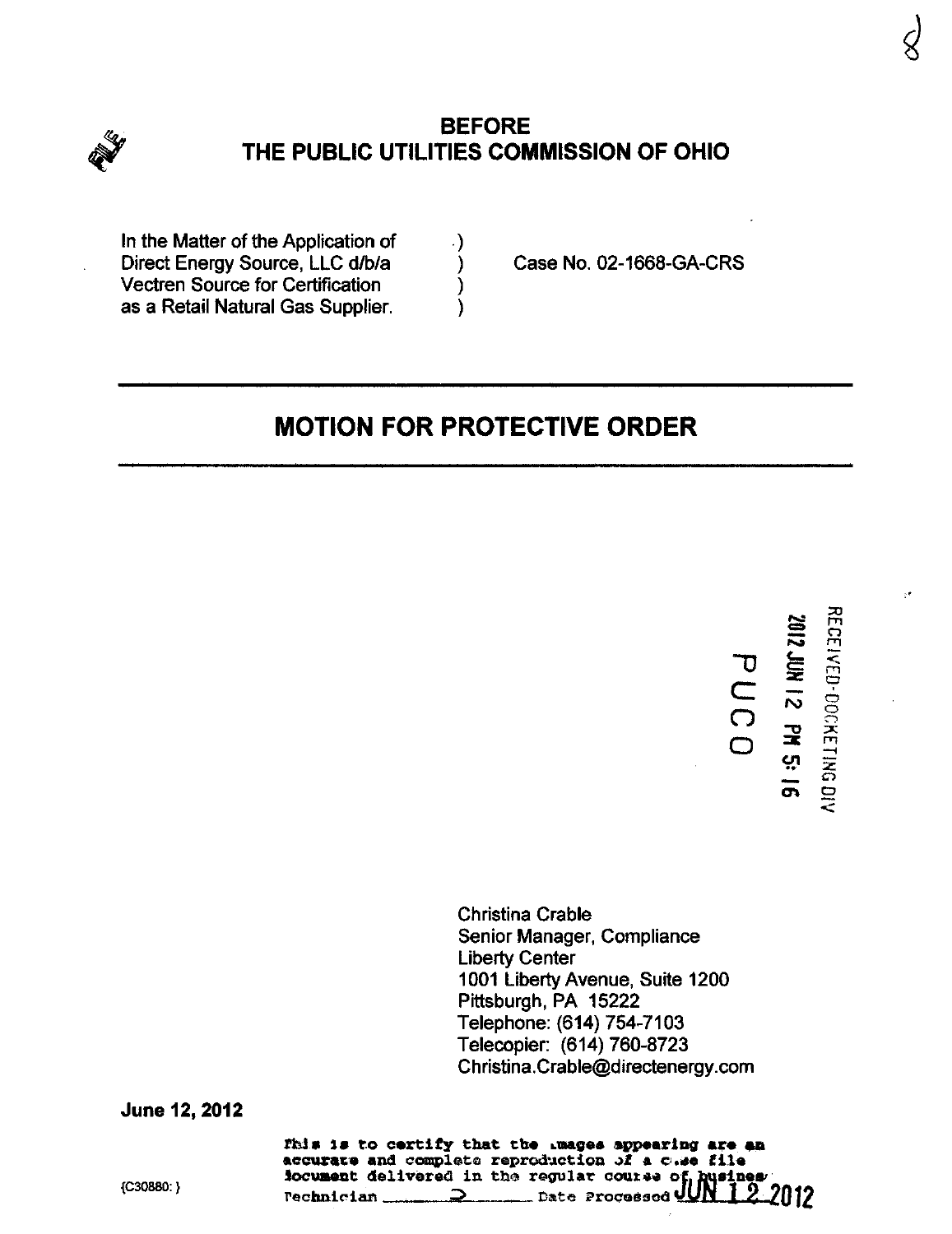# BEFORE THE PUBLIC UTILITIES COMMISSION OF OHIO

In the Matter of the Application of Direct Energy Source, LLC d/b/a Vectren Source for Certification as a Retail Natural Gas Supplier. ) Case No. 02-1668-GA-CRS

## MOTION FOR PROTECTIVE ORDER

RECEIVED-DOCKETING DIV
2012 JUN 12 PM 5:16
PUCO

Christina Crable
Senior Manager, Compliance
Liberty Center
1001 Liberty Avenue, Suite 1200
Pittsburgh, PA 15222
Telephone: (614) 754-7103
Telecopier: (614) 760-8723
Christina.Crable@directenergy.com

**June 12, 2012**

{C30880: }

This is to certify that the images appearing are an accurate and complete reproduction of a case file document delivered in the regular course of business
Technician ___2___ Date Processed JUN 12 2012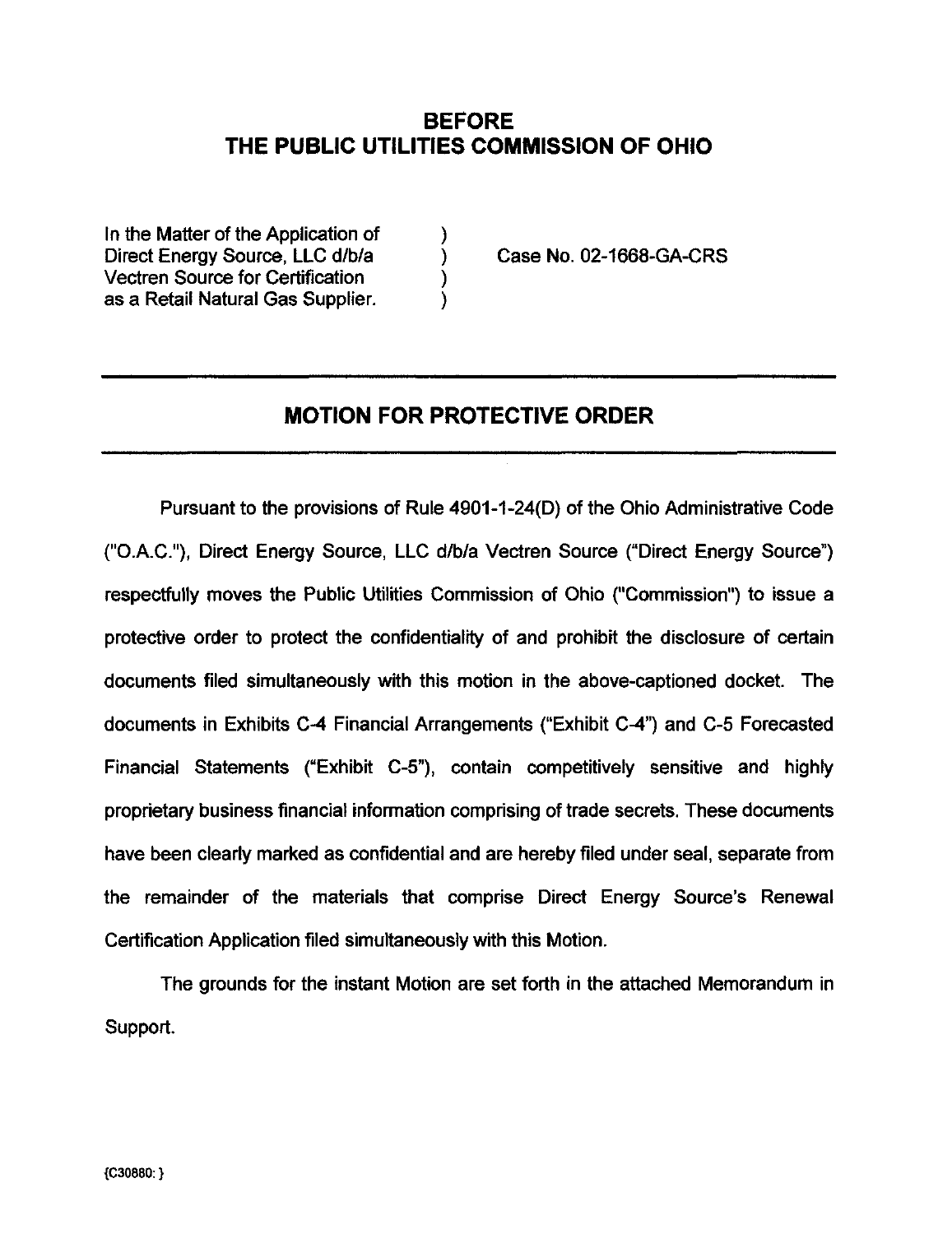# BEFORE THE PUBLIC UTILITIES COMMISSION OF OHIO

In the Matter of the Application of Direct Energy Source, LLC d/b/a Vectren Source for Certification as a Retail Natural Gas Supplier. ) Case No. 02-1668-GA-CRS

---

## MOTION FOR PROTECTIVE ORDER

---

Pursuant to the provisions of Rule 4901-1-24(D) of the Ohio Administrative Code ("O.A.C."), Direct Energy Source, LLC d/b/a Vectren Source ("Direct Energy Source") respectfully moves the Public Utilities Commission of Ohio ("Commission") to issue a protective order to protect the confidentiality of and prohibit the disclosure of certain documents filed simultaneously with this motion in the above-captioned docket. The documents in Exhibits C-4 Financial Arrangements ("Exhibit C-4") and C-5 Forecasted Financial Statements ("Exhibit C-5"), contain competitively sensitive and highly proprietary business financial information comprising of trade secrets. These documents have been clearly marked as confidential and are hereby filed under seal, separate from the remainder of the materials that comprise Direct Energy Source's Renewal Certification Application filed simultaneously with this Motion.

The grounds for the instant Motion are set forth in the attached Memorandum in Support.

{C30880: }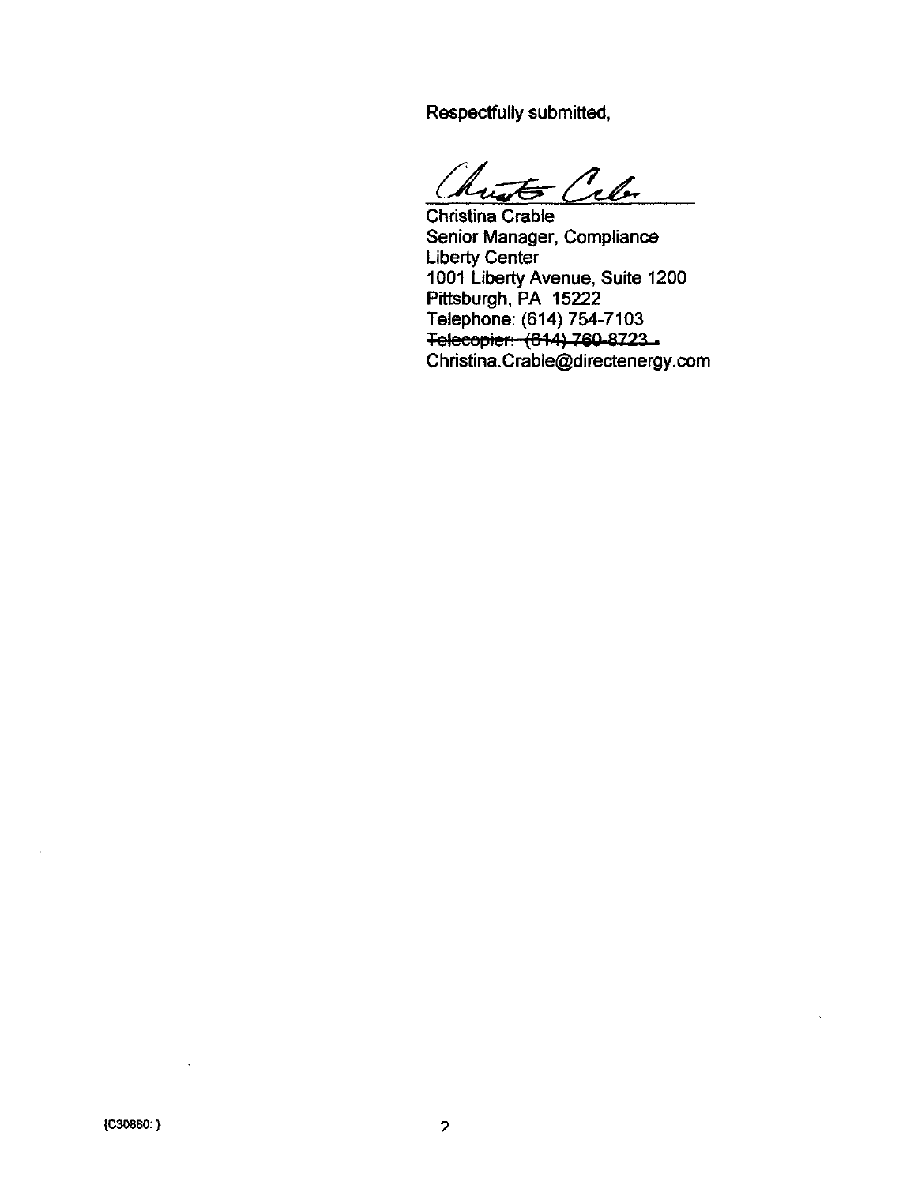Respectfully submitted,

Christina Crable
Senior Manager, Compliance
Liberty Center
1001 Liberty Avenue, Suite 1200
Pittsburgh, PA 15222
Telephone: (614) 754-7103
~~Telecopier: (614) 760-8723~~
Christina.Crable@directenergy.com

{C30880: }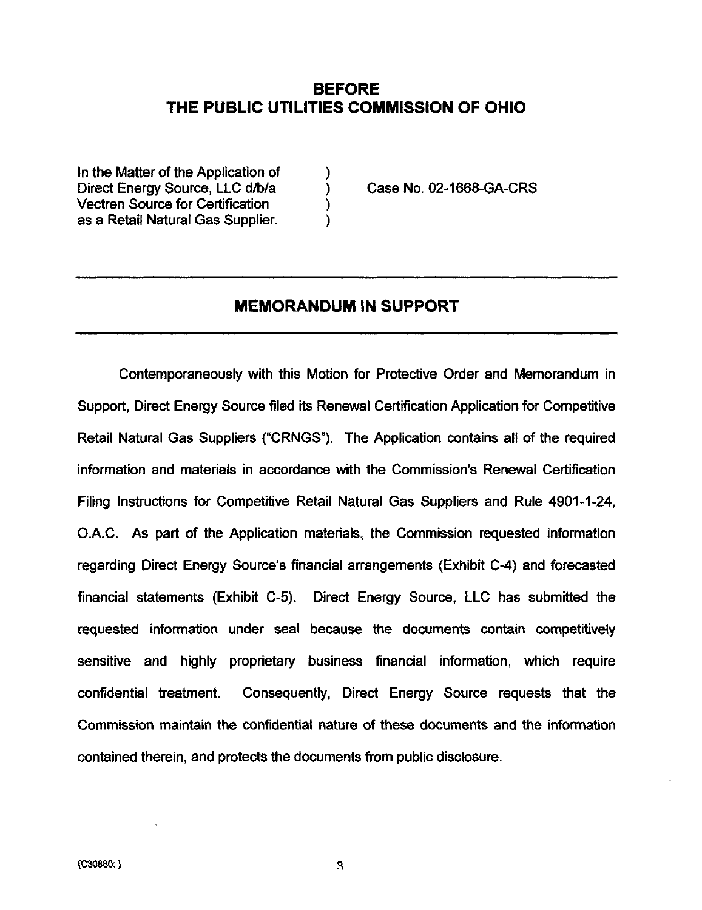# BEFORE
# THE PUBLIC UTILITIES COMMISSION OF OHIO

| | | |
|---|---|---|
| In the Matter of the Application of | ) | |
| Direct Energy Source, LLC d/b/a | ) | Case No. 02-1668-GA-CRS |
| Vectren Source for Certification | ) | |
| as a Retail Natural Gas Supplier. | ) | |

---

## MEMORANDUM IN SUPPORT

---

Contemporaneously with this Motion for Protective Order and Memorandum in Support, Direct Energy Source filed its Renewal Certification Application for Competitive Retail Natural Gas Suppliers ("CRNGS"). The Application contains all of the required information and materials in accordance with the Commission's Renewal Certification Filing Instructions for Competitive Retail Natural Gas Suppliers and Rule 4901-1-24, O.A.C. As part of the Application materials, the Commission requested information regarding Direct Energy Source's financial arrangements (Exhibit C-4) and forecasted financial statements (Exhibit C-5). Direct Energy Source, LLC has submitted the requested information under seal because the documents contain competitively sensitive and highly proprietary business financial information, which require confidential treatment. Consequently, Direct Energy Source requests that the Commission maintain the confidential nature of these documents and the information contained therein, and protects the documents from public disclosure.

{C30880: }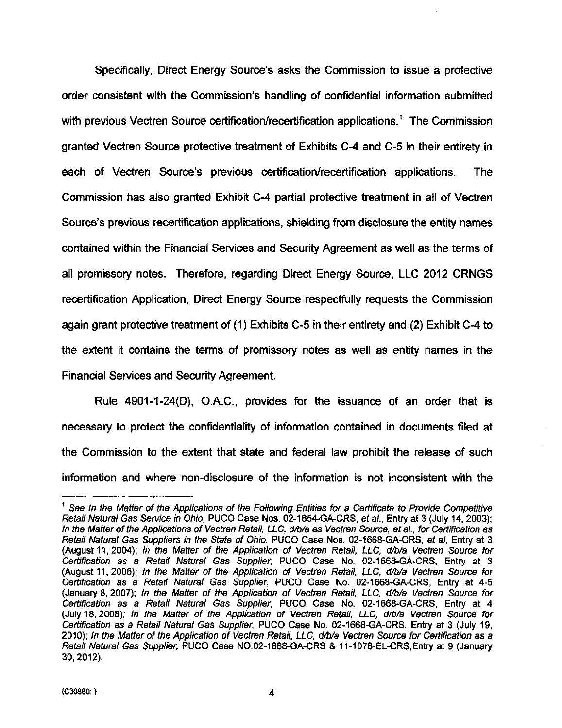Specifically, Direct Energy Source's asks the Commission to issue a protective order consistent with the Commission's handling of confidential information submitted with previous Vectren Source certification/recertification applications.[1] The Commission granted Vectren Source protective treatment of Exhibits C-4 and C-5 in their entirety in each of Vectren Source's previous certification/recertification applications. The Commission has also granted Exhibit C-4 partial protective treatment in all of Vectren Source's previous recertification applications, shielding from disclosure the entity names contained within the Financial Services and Security Agreement as well as the terms of all promissory notes. Therefore, regarding Direct Energy Source, LLC 2012 CRNGS recertification Application, Direct Energy Source respectfully requests the Commission again grant protective treatment of (1) Exhibits C-5 in their entirety and (2) Exhibit C-4 to the extent it contains the terms of promissory notes as well as entity names in the Financial Services and Security Agreement.

Rule 4901-1-24(D), O.A.C., provides for the issuance of an order that is necessary to protect the confidentiality of information contained in documents filed at the Commission to the extent that state and federal law prohibit the release of such information and where non-disclosure of the information is not inconsistent with the

---

[1] See *In the Matter of the Applications of the Following Entities for a Certificate to Provide Competitive Retail Natural Gas Service in Ohio*, PUCO Case Nos. 02-1654-GA-CRS, *et al.*, Entry at 3 (July 14, 2003); *In the Matter of the Applications of Vectren Retail, LLC, d/b/a as Vectren Source, et al., for Certification as Retail Natural Gas Suppliers in the State of Ohio*, PUCO Case Nos. 02-1668-GA-CRS, *et al*, Entry at 3 (August 11, 2004); *In the Matter of the Application of Vectren Retail, LLC, d/b/a Vectren Source for Certification as a Retail Natural Gas Supplier*, PUCO Case No. 02-1668-GA-CRS, Entry at 3 (August 11, 2006); *In the Matter of the Application of Vectren Retail, LLC, d/b/a Vectren Source for Certification as a Retail Natural Gas Supplier*, PUCO Case No. 02-1668-GA-CRS, Entry at 4-5 (January 8, 2007); *In the Matter of the Application of Vectren Retail, LLC, d/b/a Vectren Source for Certification as a Retail Natural Gas Supplier*, PUCO Case No. 02-1668-GA-CRS, Entry at 4 (July 18, 2008); *In the Matter of the Application of Vectren Retail, LLC, d/b/a Vectren Source for Certification as a Retail Natural Gas Supplier*, PUCO Case No. 02-1668-GA-CRS, Entry at 3 (July 19, 2010); *In the Matter of the Application of Vectren Retail, LLC, d/b/a Vectren Source for Certification as a Retail Natural Gas Supplier*, PUCO Case NO.02-1668-GA-CRS & 11-1078-EL-CRS, Entry at 9 (January 30, 2012).

{C30880: }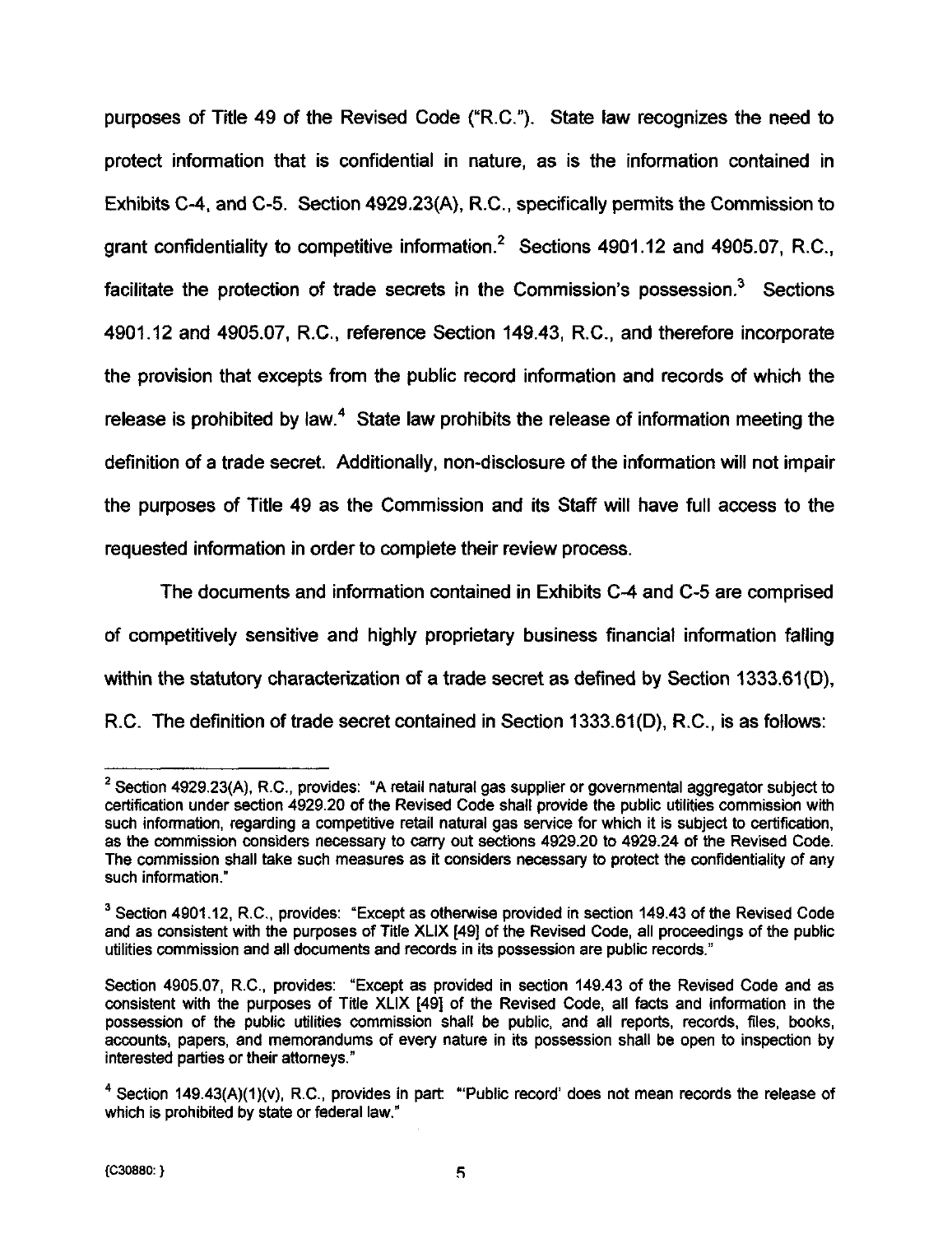purposes of Title 49 of the Revised Code ("R.C."). State law recognizes the need to protect information that is confidential in nature, as is the information contained in Exhibits C-4, and C-5. Section 4929.23(A), R.C., specifically permits the Commission to grant confidentiality to competitive information.[2] Sections 4901.12 and 4905.07, R.C., facilitate the protection of trade secrets in the Commission's possession.[3] Sections 4901.12 and 4905.07, R.C., reference Section 149.43, R.C., and therefore incorporate the provision that excepts from the public record information and records of which the release is prohibited by law.[4] State law prohibits the release of information meeting the definition of a trade secret. Additionally, non-disclosure of the information will not impair the purposes of Title 49 as the Commission and its Staff will have full access to the requested information in order to complete their review process.

The documents and information contained in Exhibits C-4 and C-5 are comprised of competitively sensitive and highly proprietary business financial information falling within the statutory characterization of a trade secret as defined by Section 1333.61(D), R.C. The definition of trade secret contained in Section 1333.61(D), R.C., is as follows:

---

[2] Section 4929.23(A), R.C., provides: "A retail natural gas supplier or governmental aggregator subject to certification under section 4929.20 of the Revised Code shall provide the public utilities commission with such information, regarding a competitive retail natural gas service for which it is subject to certification, as the commission considers necessary to carry out sections 4929.20 to 4929.24 of the Revised Code. The commission shall take such measures as it considers necessary to protect the confidentiality of any such information."

[3] Section 4901.12, R.C., provides: "Except as otherwise provided in section 149.43 of the Revised Code and as consistent with the purposes of Title XLIX [49] of the Revised Code, all proceedings of the public utilities commission and all documents and records in its possession are public records."

Section 4905.07, R.C., provides: "Except as provided in section 149.43 of the Revised Code and as consistent with the purposes of Title XLIX [49] of the Revised Code, all facts and information in the possession of the public utilities commission shall be public, and all reports, records, files, books, accounts, papers, and memorandums of every nature in its possession shall be open to inspection by interested parties or their attorneys."

[4] Section 149.43(A)(1)(v), R.C., provides in part: "'Public record' does not mean records the release of which is prohibited by state or federal law."

{C30880: }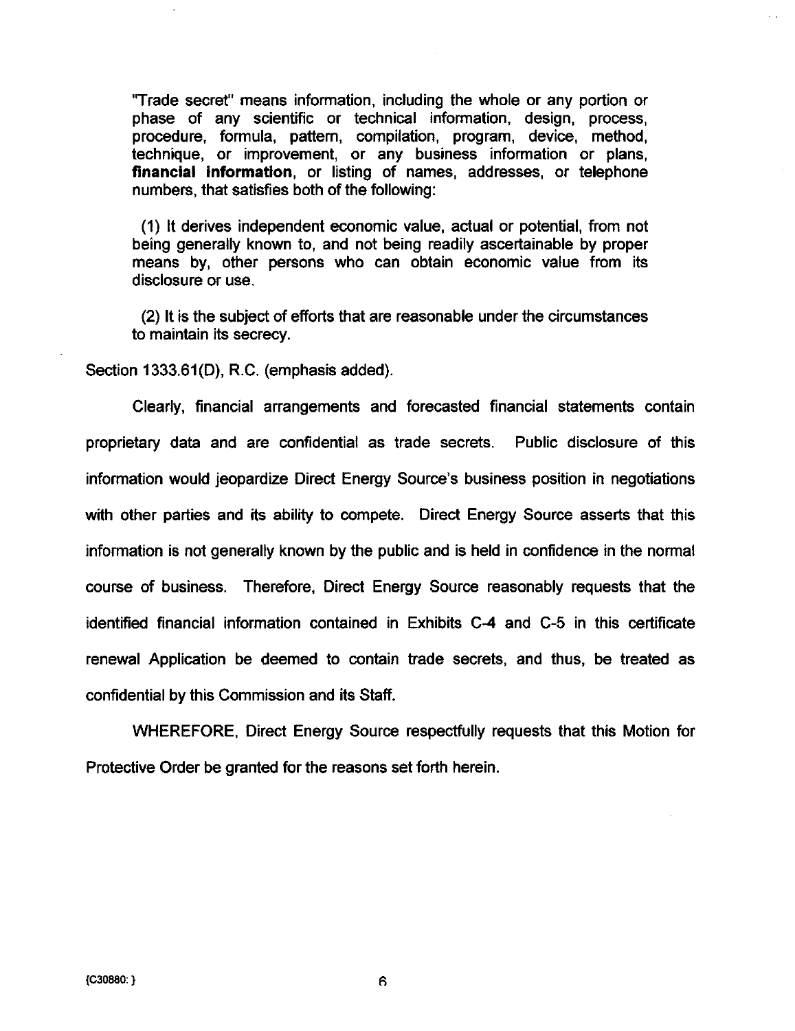> "Trade secret" means information, including the whole or any portion or phase of any scientific or technical information, design, process, procedure, formula, pattern, compilation, program, device, method, technique, or improvement, or any business information or plans, **financial information**, or listing of names, addresses, or telephone numbers, that satisfies both of the following:
>
> (1) It derives independent economic value, actual or potential, from not being generally known to, and not being readily ascertainable by proper means by, other persons who can obtain economic value from its disclosure or use.
>
> (2) It is the subject of efforts that are reasonable under the circumstances to maintain its secrecy.

Section 1333.61(D), R.C. (emphasis added).

Clearly, financial arrangements and forecasted financial statements contain proprietary data and are confidential as trade secrets. Public disclosure of this information would jeopardize Direct Energy Source's business position in negotiations with other parties and its ability to compete. Direct Energy Source asserts that this information is not generally known by the public and is held in confidence in the normal course of business. Therefore, Direct Energy Source reasonably requests that the identified financial information contained in Exhibits C-4 and C-5 in this certificate renewal Application be deemed to contain trade secrets, and thus, be treated as confidential by this Commission and its Staff.

WHEREFORE, Direct Energy Source respectfully requests that this Motion for Protective Order be granted for the reasons set forth herein.

{C30880: }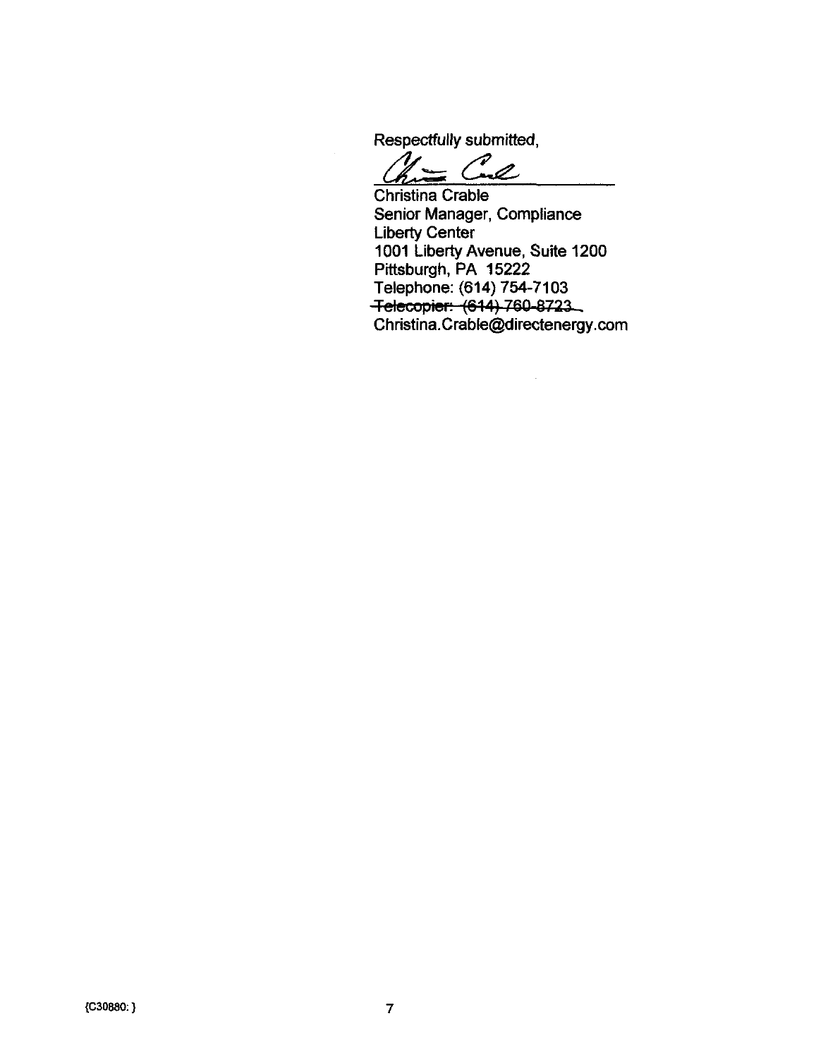Respectfully submitted,

Christina Crable
Senior Manager, Compliance
Liberty Center
1001 Liberty Avenue, Suite 1200
Pittsburgh, PA 15222
Telephone: (614) 754-7103
~~Telecopier: (614) 760-8723~~
Christina.Crable@directenergy.com

{C30880: }